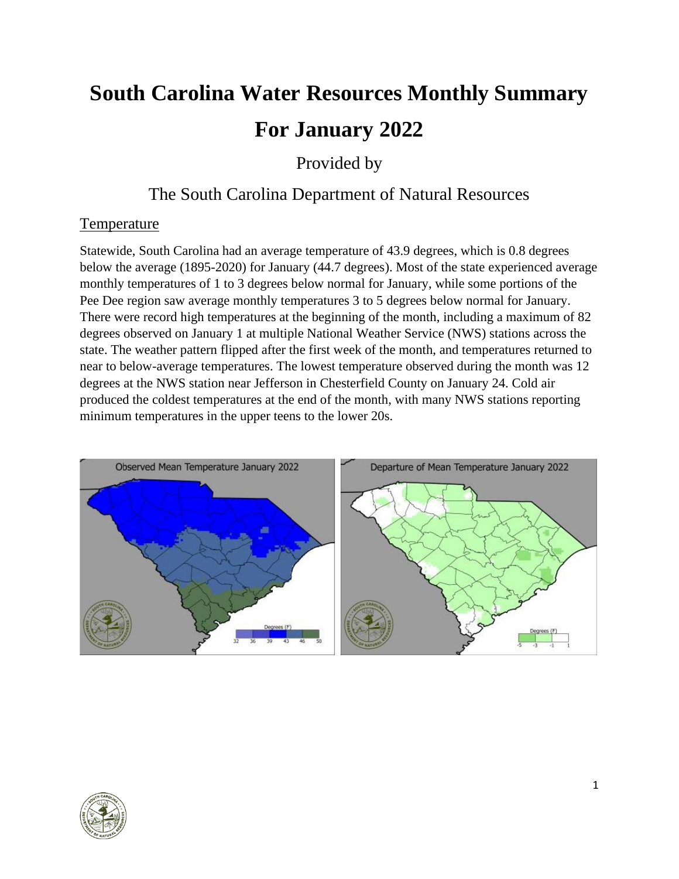# South Carolina Water Resources Monthly Summary

# For January 2022

Provided by

The South Carolina Department of Natural Resources

## Temperature

Statewide, South Carolina had an average temperature of 43.9 degrees, which is 0.8 degrees below the average (1895-2020) for January (44.7 degrees). Most of the state experienced average monthly temperatures of 1 to 3 degrees below normal for January, while some portions of the Pee Dee region saw average monthly temperatures 3 to 5 degrees below normal for January. There were record high temperatures at the beginning of the month, including a maximum of 82 degrees observed on January 1 at multiple National Weather Service (NWS) stations across the state. The weather pattern flipped after the first week of the month, and temperatures returned to near to below-average temperatures. The lowest temperature observed during the month was 12 degrees at the NWS station near Jefferson in Chesterfield County on January 24. Cold air produced the coldest temperatures at the end of the month, with many NWS stations reporting minimum temperatures in the upper teens to the lower 20s.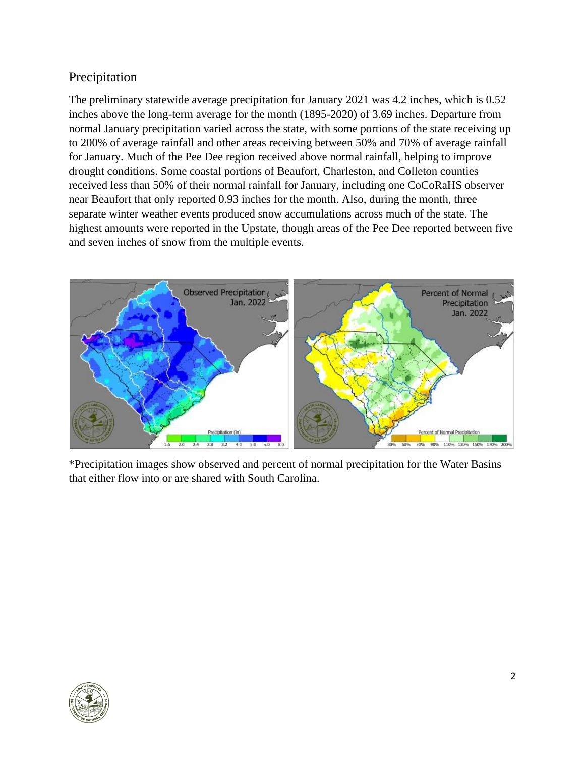## Precipitation

The preliminary statewide average precipitation for January 2021 was 4.2 inches, which is 0.52 inches above the long-term average for the month (1895-2020) of 3.69 inches. Departure from normal January precipitation varied across the state, with some portions of the state receiving up to 200% of average rainfall and other areas receiving between 50% and 70% of average rainfall for January. Much of the Pee Dee region received above normal rainfall, helping to improve drought conditions. Some coastal portions of Beaufort, Charleston, and Colleton counties received less than 50% of their normal rainfall for January, including one CoCoRaHS observer near Beaufort that only reported 0.93 inches for the month. Also, during the month, three separate winter weather events produced snow accumulations across much of the state. The highest amounts were reported in the Upstate, though areas of the Pee Dee reported between five and seven inches of snow from the multiple events.

*Precipitation images show observed and percent of normal precipitation for the Water Basins that either flow into or are shared with South Carolina.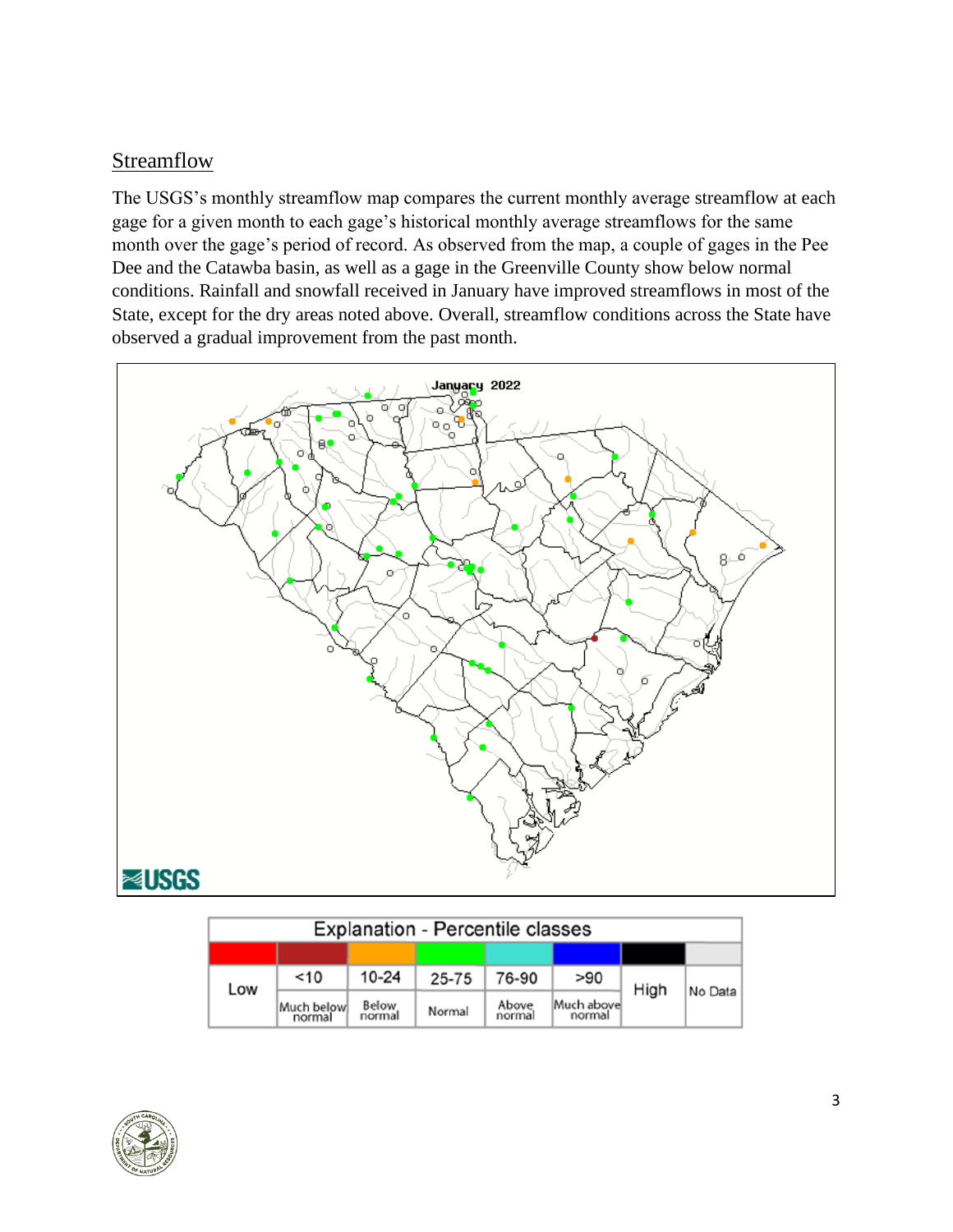## Streamflow

The USGS's monthly streamflow map compares the current monthly average streamflow at each gage for a given month to each gage's historical monthly average streamflows for the same month over the gage's period of record. As observed from the map, a couple of gages in the Pee Dee and the Catawba basin, as well as a gage in the Greenville County show below normal conditions. Rainfall and snowfall received in January have improved streamflows in most of the State, except for the dry areas noted above. Overall, streamflow conditions across the State have observed a gradual improvement from the past month.

January 2022

USGS

| Explanation - Percentile classes | | | | | | | |
|---|---|---|---|---|---|---|---|
| Low | <10 | 10-24 | 25-75 | 76-90 | >90 | High | No Data |
| | Much below normal | Below normal | Normal | Above normal | Much above normal | | |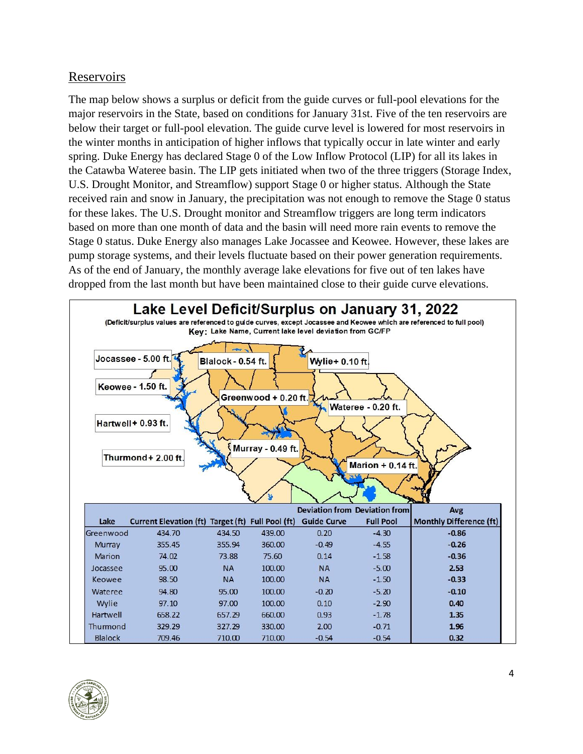## Reservoirs

The map below shows a surplus or deficit from the guide curves or full-pool elevations for the major reservoirs in the State, based on conditions for January 31st. Five of the ten reservoirs are below their target or full-pool elevation. The guide curve level is lowered for most reservoirs in the winter months in anticipation of higher inflows that typically occur in late winter and early spring. Duke Energy has declared Stage 0 of the Low Inflow Protocol (LIP) for all its lakes in the Catawba Wateree basin. The LIP gets initiated when two of the three triggers (Storage Index, U.S. Drought Monitor, and Streamflow) support Stage 0 or higher status. Although the State received rain and snow in January, the precipitation was not enough to remove the Stage 0 status for these lakes. The U.S. Drought monitor and Streamflow triggers are long term indicators based on more than one month of data and the basin will need more rain events to remove the Stage 0 status. Duke Energy also manages Lake Jocassee and Keowee. However, these lakes are pump storage systems, and their levels fluctuate based on their power generation requirements. As of the end of January, the monthly average lake elevations for five out of ten lakes have dropped from the last month but have been maintained close to their guide curve elevations.

**Lake Level Deficit/Surplus on January 31, 2022**

(Deficit/surplus values are referenced to guide curves, except Jocassee and Keowee which are referenced to full pool)

Key: Lake Name, Current lake level deviation from GC/FP

Jocassee - 5.00 ft. | Blalock - 0.54 ft. | Wylie+ 0.10 ft. | Keowee - 1.50 ft. | Greenwood + 0.20 ft. | Wateree - 0.20 ft. | Hartwell+ 0.93 ft. | Murray - 0.49 ft. | Thurmond+ 2.00 ft. | Marion + 0.14 ft.

| Lake | Current Elevation (ft) | Target (ft) | Full Pool (ft) | Deviation from Guide Curve | Deviation from Full Pool | Avg Monthly Difference (ft) |
|---|---|---|---|---|---|---|
| Greenwood | 434.70 | 434.50 | 439.00 | 0.20 | -4.30 | **-0.86** |
| Murray | 355.45 | 355.94 | 360.00 | -0.49 | -4.55 | **-0.26** |
| Marion | 74.02 | 73.88 | 75.60 | 0.14 | -1.58 | **-0.36** |
| Jocassee | 95.00 | NA | 100.00 | NA | -5.00 | **2.53** |
| Keowee | 98.50 | NA | 100.00 | NA | -1.50 | **-0.33** |
| Wateree | 94.80 | 95.00 | 100.00 | -0.20 | -5.20 | **-0.10** |
| Wylie | 97.10 | 97.00 | 100.00 | 0.10 | -2.90 | **0.40** |
| Hartwell | 658.22 | 657.29 | 660.00 | 0.93 | -1.78 | **1.35** |
| Thurmond | 329.29 | 327.29 | 330.00 | 2.00 | -0.71 | **1.96** |
| Blalock | 709.46 | 710.00 | 710.00 | -0.54 | -0.54 | **0.32** |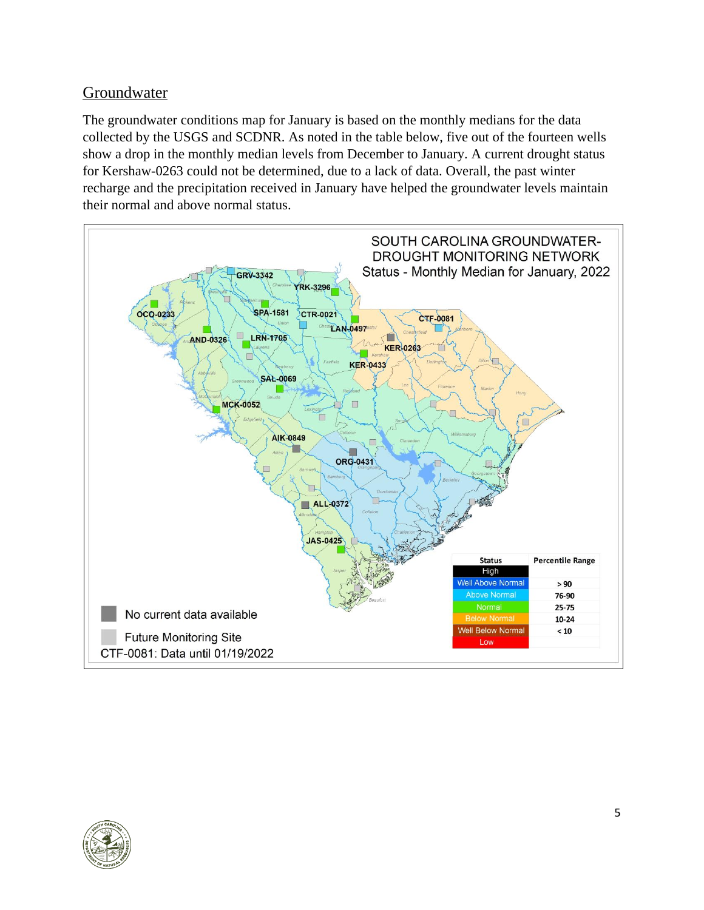## Groundwater

The groundwater conditions map for January is based on the monthly medians for the data collected by the USGS and SCDNR. As noted in the table below, five out of the fourteen wells show a drop in the monthly median levels from December to January. A current drought status for Kershaw-0263 could not be determined, due to a lack of data. Overall, the past winter recharge and the precipitation received in January have helped the groundwater levels maintain their normal and above normal status.

SOUTH CAROLINA GROUNDWATER-DROUGHT MONITORING NETWORK
Status - Monthly Median for January, 2022

| Status | Percentile Range |
|---|---|
| High | |
| Well Above Normal | > 90 |
| Above Normal | 76-90 |
| Normal | 25-75 |
| Below Normal | 10-24 |
| Well Below Normal | < 10 |
| Low | |

No current data available

Future Monitoring Site

CTF-0081: Data until 01/19/2022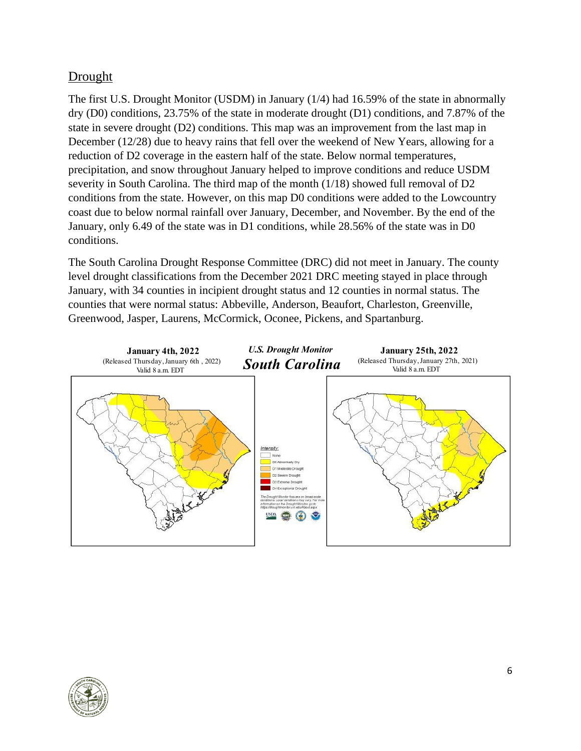## Drought

The first U.S. Drought Monitor (USDM) in January (1/4) had 16.59% of the state in abnormally dry (D0) conditions, 23.75% of the state in moderate drought (D1) conditions, and 7.87% of the state in severe drought (D2) conditions. This map was an improvement from the last map in December (12/28) due to heavy rains that fell over the weekend of New Years, allowing for a reduction of D2 coverage in the eastern half of the state. Below normal temperatures, precipitation, and snow throughout January helped to improve conditions and reduce USDM severity in South Carolina. The third map of the month (1/18) showed full removal of D2 conditions from the state. However, on this map D0 conditions were added to the Lowcountry coast due to below normal rainfall over January, December, and November. By the end of the January, only 6.49 of the state was in D1 conditions, while 28.56% of the state was in D0 conditions.

The South Carolina Drought Response Committee (DRC) did not meet in January. The county level drought classifications from the December 2021 DRC meeting stayed in place through January, with 34 counties in incipient drought status and 12 counties in normal status. The counties that were normal status: Abbeville, Anderson, Beaufort, Charleston, Greenville, Greenwood, Jasper, Laurens, McCormick, Oconee, Pickens, and Spartanburg.

*U.S. Drought Monitor*
***South Carolina***

**January 4th, 2022**
(Released Thursday, January 6th , 2022)
Valid 8 a.m. EDT

**January 25th, 2022**
(Released Thursday, January 27th, 2021)
Valid 8 a.m. EDT

Intensity:
None
D0 Abnormally Dry
D1 Moderate Drought
D2 Severe Drought
D3 Extreme Drought
D4 Exceptional Drought

The Drought Monitor focuses on broad-scale conditions. Local conditions may vary. For more information on the Drought Monitor, go to https://droughtmonitor.unl.edu/About.aspx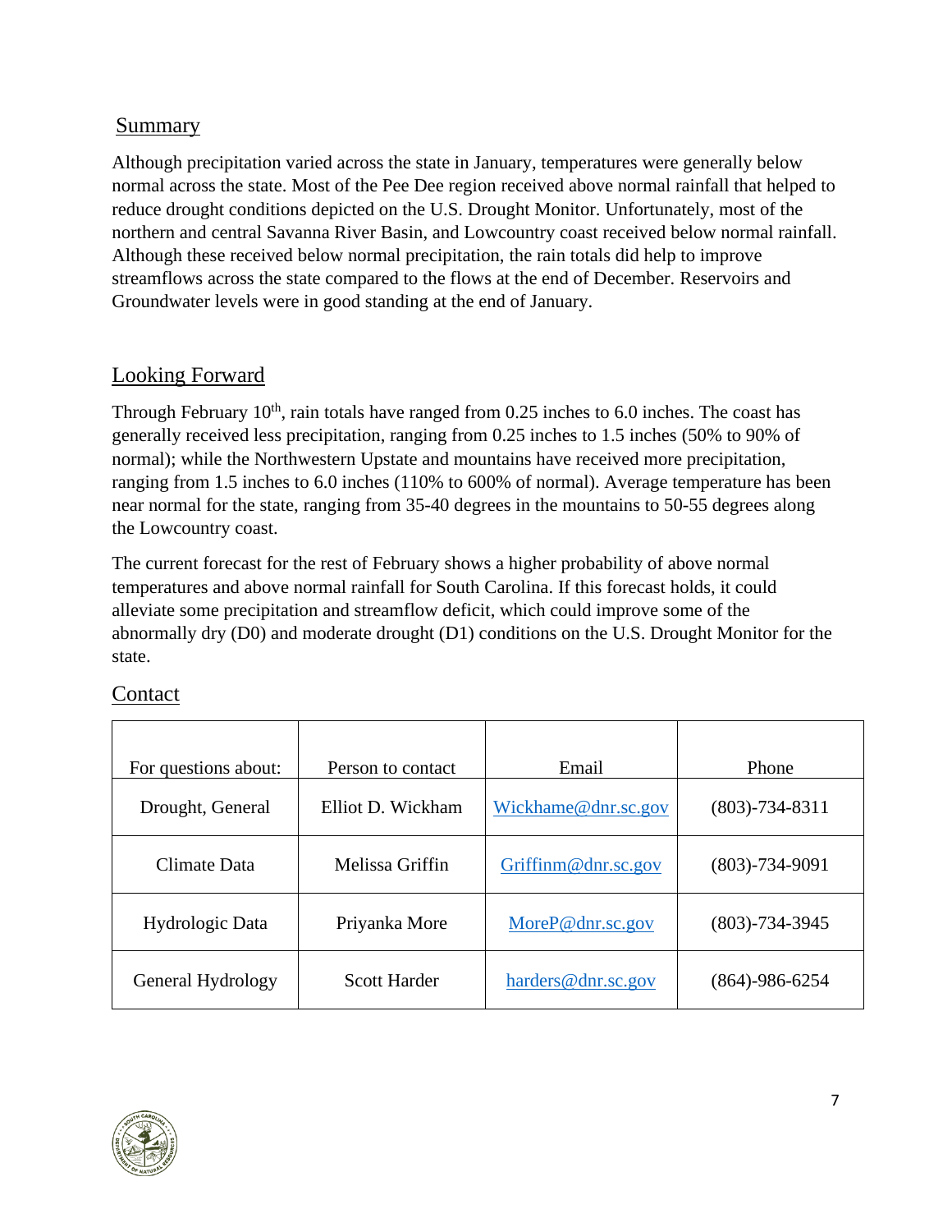## Summary

Although precipitation varied across the state in January, temperatures were generally below normal across the state. Most of the Pee Dee region received above normal rainfall that helped to reduce drought conditions depicted on the U.S. Drought Monitor. Unfortunately, most of the northern and central Savanna River Basin, and Lowcountry coast received below normal rainfall. Although these received below normal precipitation, the rain totals did help to improve streamflows across the state compared to the flows at the end of December. Reservoirs and Groundwater levels were in good standing at the end of January.

## Looking Forward

Through February 10th, rain totals have ranged from 0.25 inches to 6.0 inches. The coast has generally received less precipitation, ranging from 0.25 inches to 1.5 inches (50% to 90% of normal); while the Northwestern Upstate and mountains have received more precipitation, ranging from 1.5 inches to 6.0 inches (110% to 600% of normal). Average temperature has been near normal for the state, ranging from 35-40 degrees in the mountains to 50-55 degrees along the Lowcountry coast.

The current forecast for the rest of February shows a higher probability of above normal temperatures and above normal rainfall for South Carolina. If this forecast holds, it could alleviate some precipitation and streamflow deficit, which could improve some of the abnormally dry (D0) and moderate drought (D1) conditions on the U.S. Drought Monitor for the state.

## Contact

| For questions about: | Person to contact | Email | Phone |
|---|---|---|---|
| Drought, General | Elliot D. Wickham | Wickhame@dnr.sc.gov | (803)-734-8311 |
| Climate Data | Melissa Griffin | Griffinm@dnr.sc.gov | (803)-734-9091 |
| Hydrologic Data | Priyanka More | MoreP@dnr.sc.gov | (803)-734-3945 |
| General Hydrology | Scott Harder | harders@dnr.sc.gov | (864)-986-6254 |